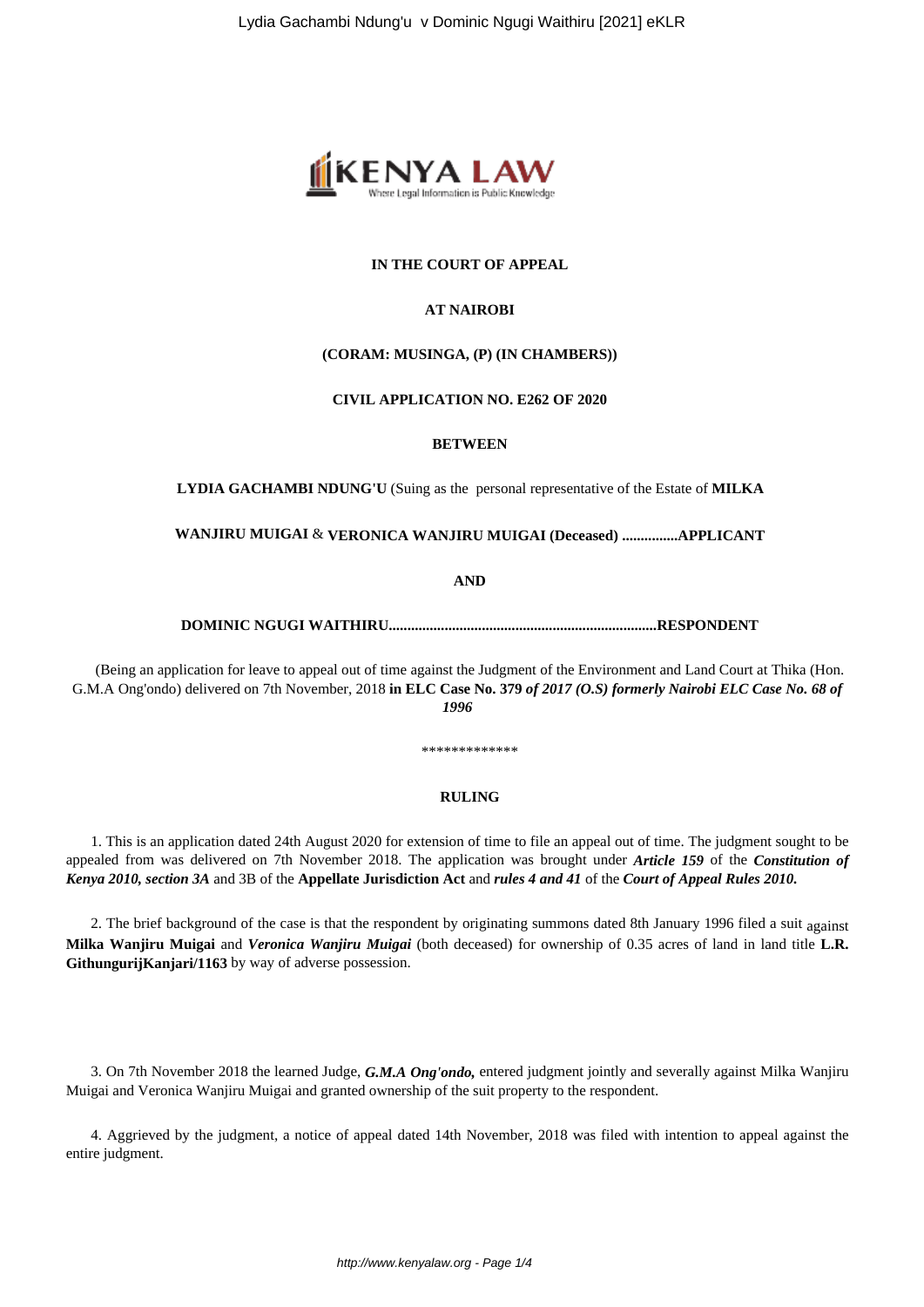**IN THE COURT OF APPEAL**

**AT NAIROBI**

**(CORAM: MUSINGA, (P) (IN CHAMBERS))**

**CIVIL APPLICATION NO. E262 OF 2020**

**BETWEEN**

**LYDIA GACHAMBI NDUNG'U** (Suing as the personal representative of the Estate of **MILKA WANJIRU MUIGAI** & **VERONICA WANJIRU MUIGAI (Deceased) ...............APPLICANT**

**AND**

**DOMINIC NGUGI WAITHIRU........................................................................RESPONDENT**

(Being an application for leave to appeal out of time against the Judgment of the Environment and Land Court at Thika (Hon. G.M.A Ong'ondo) delivered on 7th November, 2018 **in ELC Case No. 379** ***of 2017 (O.S) formerly Nairobi ELC Case No. 68 of 1996***

\*\*\*\*\*\*\*\*\*\*\*\*\*

**RULING**

1. This is an application dated 24th August 2020 for extension of time to file an appeal out of time. The judgment sought to be appealed from was delivered on 7th November 2018. The application was brought under ***Article 159*** of the ***Constitution of Kenya 2010, section 3A*** and 3B of the **Appellate Jurisdiction Act** and ***rules 4 and 41*** of the ***Court of Appeal Rules 2010.***

2. The brief background of the case is that the respondent by originating summons dated 8th January 1996 filed a suit against **Milka Wanjiru Muigai** and ***Veronica Wanjiru Muigai*** (both deceased) for ownership of 0.35 acres of land in land title **L.R. GithungurijKanjari/1163** by way of adverse possession.

3. On 7th November 2018 the learned Judge, ***G.M.A Ong'ondo,*** entered judgment jointly and severally against Milka Wanjiru Muigai and Veronica Wanjiru Muigai and granted ownership of the suit property to the respondent.

4. Aggrieved by the judgment, a notice of appeal dated 14th November, 2018 was filed with intention to appeal against the entire judgment.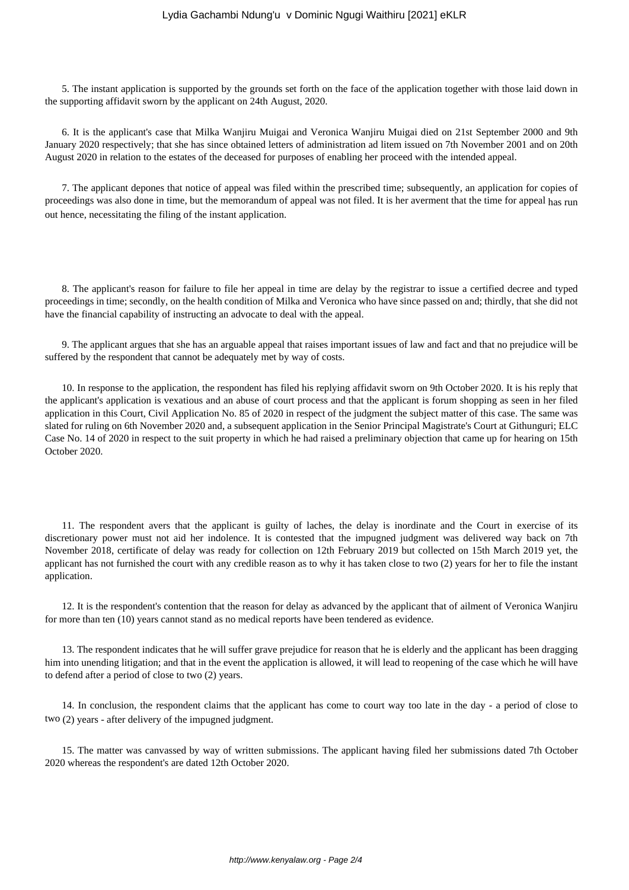5. The instant application is supported by the grounds set forth on the face of the application together with those laid down in the supporting affidavit sworn by the applicant on 24th August, 2020.

6. It is the applicant's case that Milka Wanjiru Muigai and Veronica Wanjiru Muigai died on 21st September 2000 and 9th January 2020 respectively; that she has since obtained letters of administration ad litem issued on 7th November 2001 and on 20th August 2020 in relation to the estates of the deceased for purposes of enabling her proceed with the intended appeal.

7. The applicant depones that notice of appeal was filed within the prescribed time; subsequently, an application for copies of proceedings was also done in time, but the memorandum of appeal was not filed. It is her averment that the time for appeal has run out hence, necessitating the filing of the instant application.

8. The applicant's reason for failure to file her appeal in time are delay by the registrar to issue a certified decree and typed proceedings in time; secondly, on the health condition of Milka and Veronica who have since passed on and; thirdly, that she did not have the financial capability of instructing an advocate to deal with the appeal.

9. The applicant argues that she has an arguable appeal that raises important issues of law and fact and that no prejudice will be suffered by the respondent that cannot be adequately met by way of costs.

10. In response to the application, the respondent has filed his replying affidavit sworn on 9th October 2020. It is his reply that the applicant's application is vexatious and an abuse of court process and that the applicant is forum shopping as seen in her filed application in this Court, Civil Application No. 85 of 2020 in respect of the judgment the subject matter of this case. The same was slated for ruling on 6th November 2020 and, a subsequent application in the Senior Principal Magistrate's Court at Githunguri; ELC Case No. 14 of 2020 in respect to the suit property in which he had raised a preliminary objection that came up for hearing on 15th October 2020.

11. The respondent avers that the applicant is guilty of laches, the delay is inordinate and the Court in exercise of its discretionary power must not aid her indolence. It is contested that the impugned judgment was delivered way back on 7th November 2018, certificate of delay was ready for collection on 12th February 2019 but collected on 15th March 2019 yet, the applicant has not furnished the court with any credible reason as to why it has taken close to two (2) years for her to file the instant application.

12. It is the respondent's contention that the reason for delay as advanced by the applicant that of ailment of Veronica Wanjiru for more than ten (10) years cannot stand as no medical reports have been tendered as evidence.

13. The respondent indicates that he will suffer grave prejudice for reason that he is elderly and the applicant has been dragging him into unending litigation; and that in the event the application is allowed, it will lead to reopening of the case which he will have to defend after a period of close to two (2) years.

14. In conclusion, the respondent claims that the applicant has come to court way too late in the day - a period of close to two (2) years - after delivery of the impugned judgment.

15. The matter was canvassed by way of written submissions. The applicant having filed her submissions dated 7th October 2020 whereas the respondent's are dated 12th October 2020.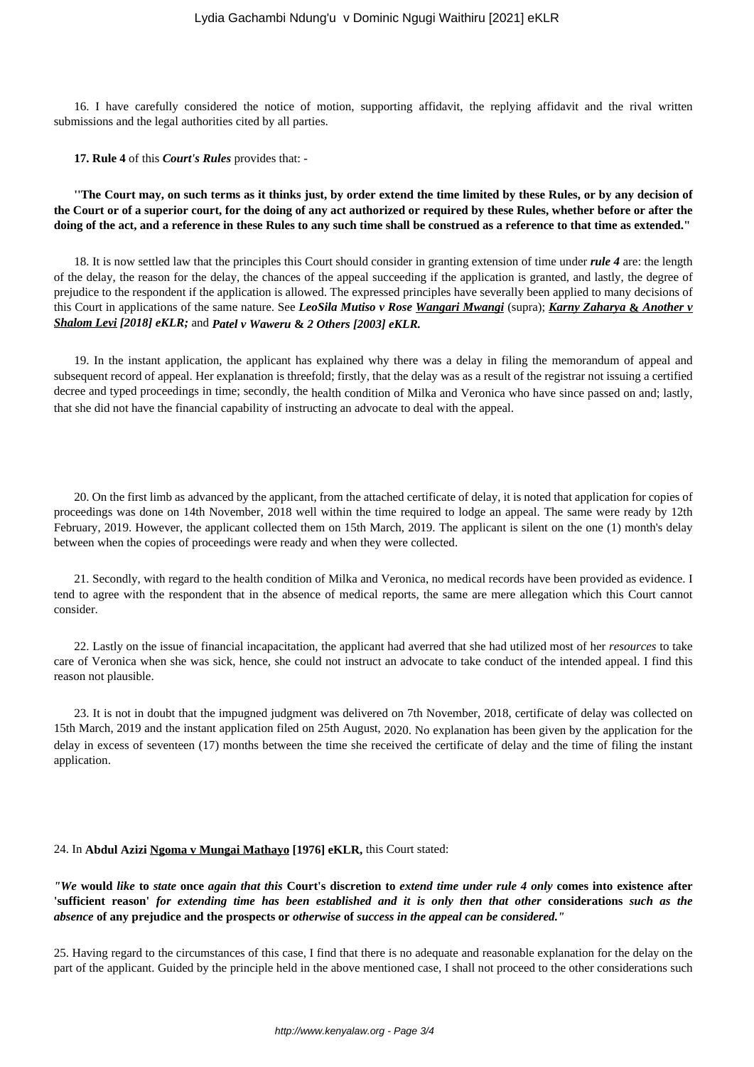16. I have carefully considered the notice of motion, supporting affidavit, the replying affidavit and the rival written submissions and the legal authorities cited by all parties.

**17. Rule 4** of this ***Court's Rules*** provides that: -

**"The Court may, on such terms as it thinks just, by order extend the time limited by these Rules, or by any decision of the Court or of a superior court, for the doing of any act authorized or required by these Rules, whether before or after the doing of the act, and a reference in these Rules to any such time shall be construed as a reference to that time as extended."**

18. It is now settled law that the principles this Court should consider in granting extension of time under ***rule 4*** are: the length of the delay, the reason for the delay, the chances of the appeal succeeding if the application is granted, and lastly, the degree of prejudice to the respondent if the application is allowed. The expressed principles have severally been applied to many decisions of this Court in applications of the same nature. See ***LeoSila Mutiso v Rose Wangari Mwangi*** (supra); ***Karny Zaharya & Another v Shalom Levi [2018] eKLR;*** and ***Patel v Waweru & 2 Others [2003] eKLR.***

19. In the instant application, the applicant has explained why there was a delay in filing the memorandum of appeal and subsequent record of appeal. Her explanation is threefold; firstly, that the delay was as a result of the registrar not issuing a certified decree and typed proceedings in time; secondly, the health condition of Milka and Veronica who have since passed on and; lastly, that she did not have the financial capability of instructing an advocate to deal with the appeal.

20. On the first limb as advanced by the applicant, from the attached certificate of delay, it is noted that application for copies of proceedings was done on 14th November, 2018 well within the time required to lodge an appeal. The same were ready by 12th February, 2019. However, the applicant collected them on 15th March, 2019. The applicant is silent on the one (1) month's delay between when the copies of proceedings were ready and when they were collected.

21. Secondly, with regard to the health condition of Milka and Veronica, no medical records have been provided as evidence. I tend to agree with the respondent that in the absence of medical reports, the same are mere allegation which this Court cannot consider.

22. Lastly on the issue of financial incapacitation, the applicant had averred that she had utilized most of her *resources* to take care of Veronica when she was sick, hence, she could not instruct an advocate to take conduct of the intended appeal. I find this reason not plausible.

23. It is not in doubt that the impugned judgment was delivered on 7th November, 2018, certificate of delay was collected on 15th March, 2019 and the instant application filed on 25th August, 2020. No explanation has been given by the application for the delay in excess of seventeen (17) months between the time she received the certificate of delay and the time of filing the instant application.

24. In **Abdul Azizi Ngoma v Mungai Mathayo [1976] eKLR,** this Court stated:

***"We would like to state once again that this Court's discretion to extend time under rule 4 only comes into existence after 'sufficient reason' for extending time has been established and it is only then that other considerations such as the absence of any prejudice and the prospects or otherwise of success in the appeal can be considered."***

25. Having regard to the circumstances of this case, I find that there is no adequate and reasonable explanation for the delay on the part of the applicant. Guided by the principle held in the above mentioned case, I shall not proceed to the other considerations such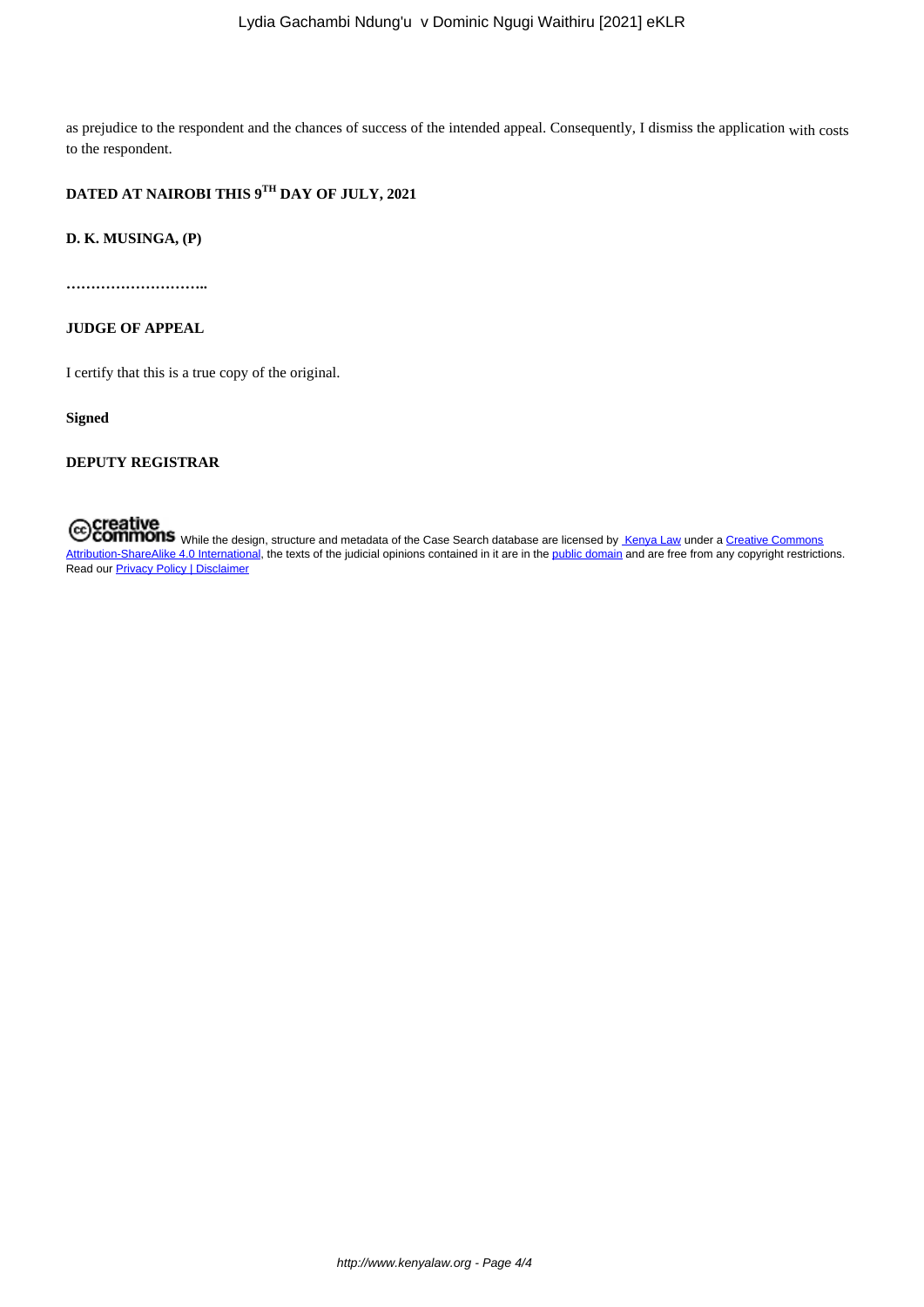as prejudice to the respondent and the chances of success of the intended appeal. Consequently, I dismiss the application with costs to the respondent.

**DATED AT NAIROBI THIS 9TH DAY OF JULY, 2021**

**D. K. MUSINGA, (P)**

**………………………..**

**JUDGE OF APPEAL**

I certify that this is a true copy of the original.

**Signed**

**DEPUTY REGISTRAR**

creative commons While the design, structure and metadata of the Case Search database are licensed by Kenya Law under a Creative Commons Attribution-ShareAlike 4.0 International, the texts of the judicial opinions contained in it are in the public domain and are free from any copyright restrictions. Read our Privacy Policy | Disclaimer